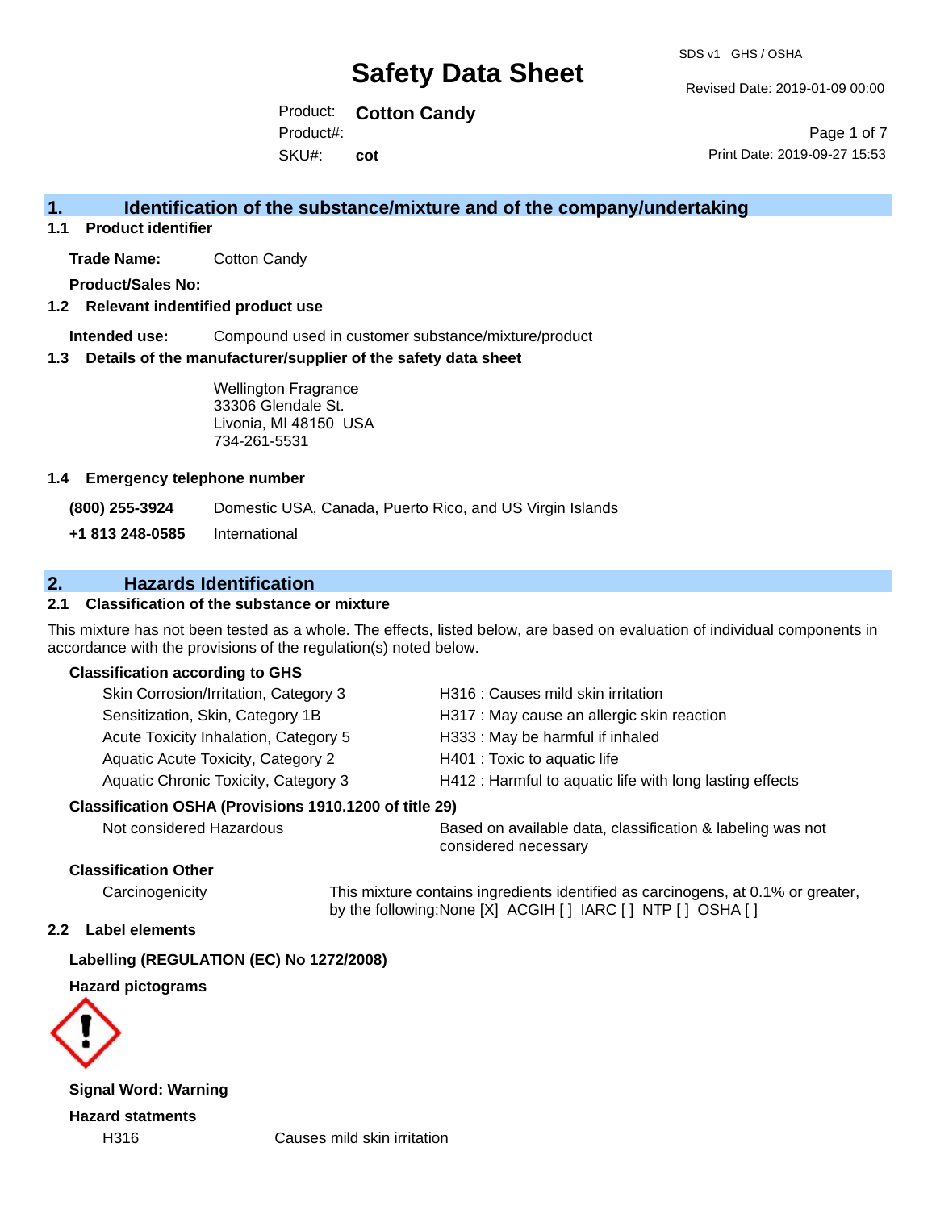# Safety Data Sheet

SDS v1 GHS / OSHA

Revised Date: 2019-01-09 00:00

Product: **Cotton Candy**
Product#:
SKU#: **cot**

Print Date: 2019-09-27 15:53

## 1. Identification of the substance/mixture and of the company/undertaking

### 1.1 Product identifier

**Trade Name:** Cotton Candy

**Product/Sales No:**

### 1.2 Relevant indentified product use

**Intended use:** Compound used in customer substance/mixture/product

### 1.3 Details of the manufacturer/supplier of the safety data sheet

Wellington Fragrance
33306 Glendale St.
Livonia, MI 48150 USA
734-261-5531

### 1.4 Emergency telephone number

**(800) 255-3924** Domestic USA, Canada, Puerto Rico, and US Virgin Islands

**+1 813 248-0585** International

## 2. Hazards Identification

### 2.1 Classification of the substance or mixture

This mixture has not been tested as a whole. The effects, listed below, are based on evaluation of individual components in accordance with the provisions of the regulation(s) noted below.

**Classification according to GHS**

| | |
|---|---|
| Skin Corrosion/Irritation, Category 3 | H316 : Causes mild skin irritation |
| Sensitization, Skin, Category 1B | H317 : May cause an allergic skin reaction |
| Acute Toxicity Inhalation, Category 5 | H333 : May be harmful if inhaled |
| Aquatic Acute Toxicity, Category 2 | H401 : Toxic to aquatic life |
| Aquatic Chronic Toxicity, Category 3 | H412 : Harmful to aquatic life with long lasting effects |

**Classification OSHA (Provisions 1910.1200 of title 29)**

Not considered Hazardous — Based on available data, classification & labeling was not considered necessary

**Classification Other**

Carcinogenicity — This mixture contains ingredients identified as carcinogens, at 0.1% or greater, by the following:None [X] ACGIH [ ] IARC [ ] NTP [ ] OSHA [ ]

### 2.2 Label elements

**Labelling (REGULATION (EC) No 1272/2008)**

**Hazard pictograms**

**Signal Word: Warning**

**Hazard statments**

H316 Causes mild skin irritation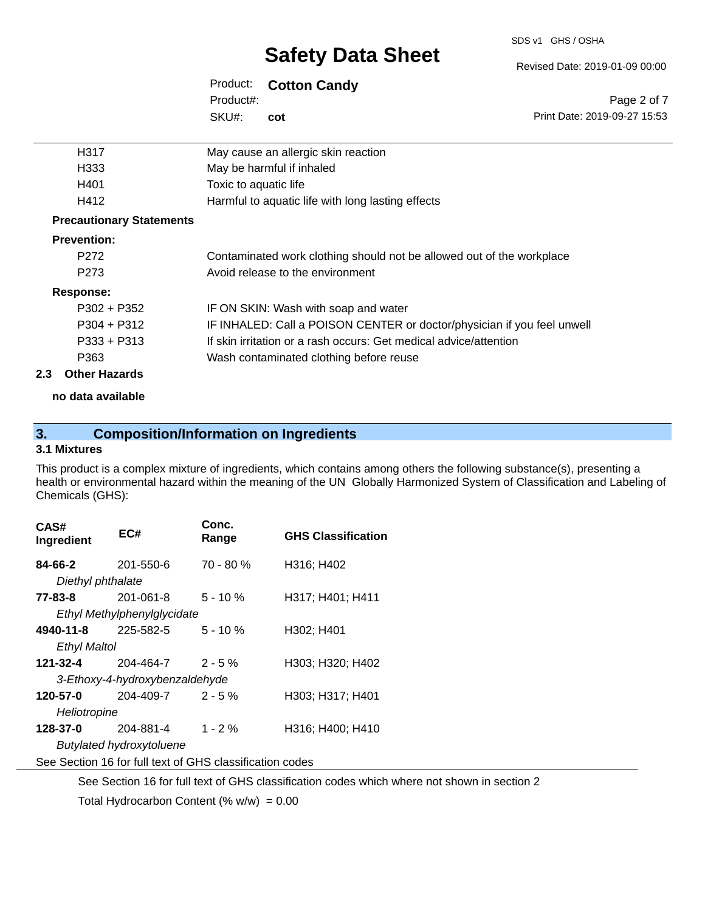| | |
|---|---|
| H317 | May cause an allergic skin reaction |
| H333 | May be harmful if inhaled |
| H401 | Toxic to aquatic life |
| H412 | Harmful to aquatic life with long lasting effects |

**Precautionary Statements**

**Prevention:**

| | |
|---|---|
| P272 | Contaminated work clothing should not be allowed out of the workplace |
| P273 | Avoid release to the environment |

**Response:**

| | |
|---|---|
| P302 + P352 | IF ON SKIN: Wash with soap and water |
| P304 + P312 | IF INHALED: Call a POISON CENTER or doctor/physician if you feel unwell |
| P333 + P313 | If skin irritation or a rash occurs: Get medical advice/attention |
| P363 | Wash contaminated clothing before reuse |

### 2.3 Other Hazards

**no data available**

## 3. Composition/Information on Ingredients

### 3.1 Mixtures

This product is a complex mixture of ingredients, which contains among others the following substance(s), presenting a health or environmental hazard within the meaning of the UN Globally Harmonized System of Classification and Labeling of Chemicals (GHS):

| CAS# Ingredient | EC# | Conc. Range | GHS Classification |
|---|---|---|---|
| **84-66-2** | 201-550-6 | 70 - 80 % | H316; H402 |
| *Diethyl phthalate* | | | |
| **77-83-8** | 201-061-8 | 5 - 10 % | H317; H401; H411 |
| *Ethyl Methylphenylglycidate* | | | |
| **4940-11-8** | 225-582-5 | 5 - 10 % | H302; H401 |
| *Ethyl Maltol* | | | |
| **121-32-4** | 204-464-7 | 2 - 5 % | H303; H320; H402 |
| *3-Ethoxy-4-hydroxybenzaldehyde* | | | |
| **120-57-0** | 204-409-7 | 2 - 5 % | H303; H317; H401 |
| *Heliotropine* | | | |
| **128-37-0** | 204-881-4 | 1 - 2 % | H316; H400; H410 |
| *Butylated hydroxytoluene* | | | |

See Section 16 for full text of GHS classification codes

See Section 16 for full text of GHS classification codes which where not shown in section 2

Total Hydrocarbon Content (% w/w) = 0.00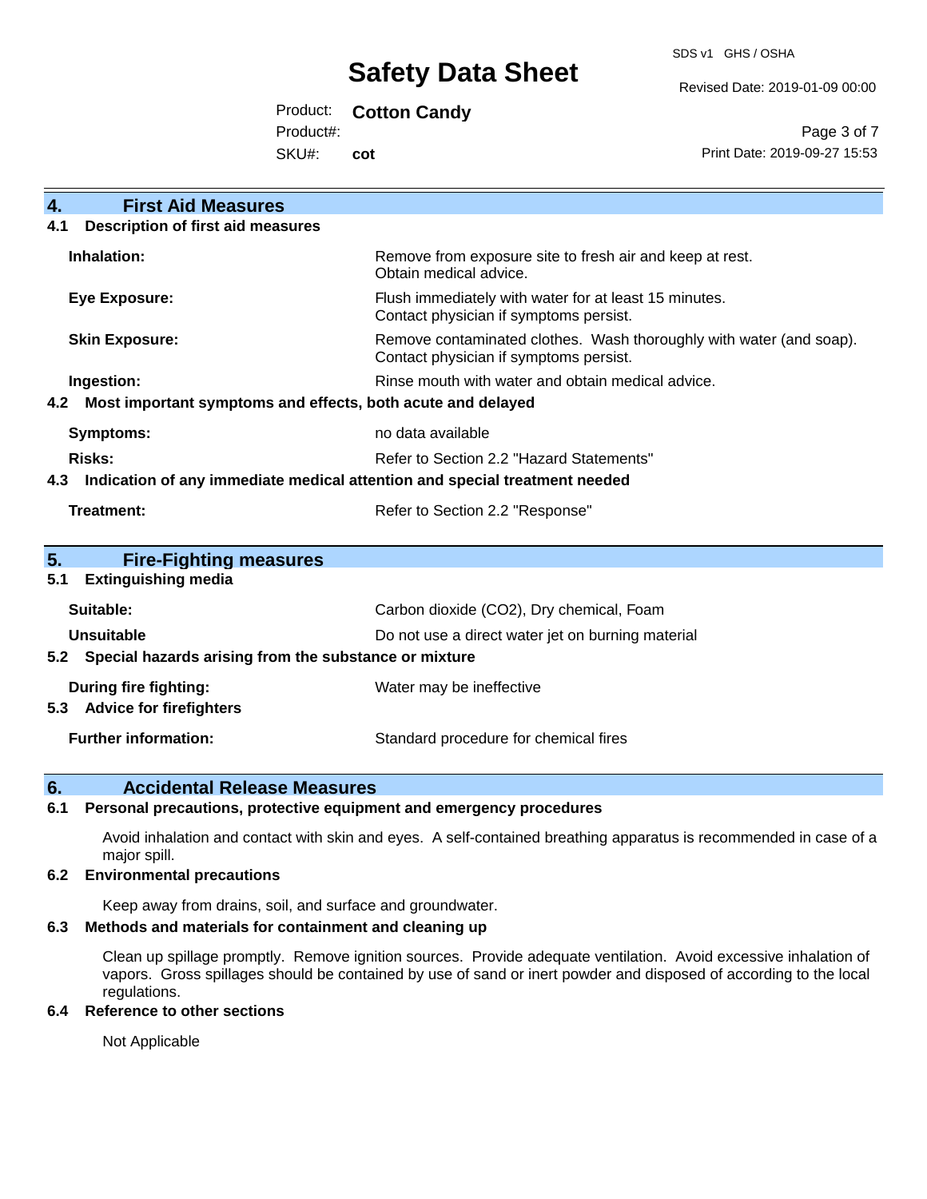## 4. First Aid Measures

### 4.1 Description of first aid measures

| | |
|---|---|
| **Inhalation:** | Remove from exposure site to fresh air and keep at rest. Obtain medical advice. |
| **Eye Exposure:** | Flush immediately with water for at least 15 minutes. Contact physician if symptoms persist. |
| **Skin Exposure:** | Remove contaminated clothes. Wash thoroughly with water (and soap). Contact physician if symptoms persist. |
| **Ingestion:** | Rinse mouth with water and obtain medical advice. |

### 4.2 Most important symptoms and effects, both acute and delayed

| | |
|---|---|
| **Symptoms:** | no data available |
| **Risks:** | Refer to Section 2.2 "Hazard Statements" |

### 4.3 Indication of any immediate medical attention and special treatment needed

| | |
|---|---|
| **Treatment:** | Refer to Section 2.2 "Response" |

## 5. Fire-Fighting measures

### 5.1 Extinguishing media

| | |
|---|---|
| **Suitable:** | Carbon dioxide ($CO_2$), Dry chemical, Foam |
| **Unsuitable** | Do not use a direct water jet on burning material |

### 5.2 Special hazards arising from the substance or mixture

| | |
|---|---|
| **During fire fighting:** | Water may be ineffective |

### 5.3 Advice for firefighters

| | |
|---|---|
| **Further information:** | Standard procedure for chemical fires |

## 6. Accidental Release Measures

### 6.1 Personal precautions, protective equipment and emergency procedures

Avoid inhalation and contact with skin and eyes. A self-contained breathing apparatus is recommended in case of a major spill.

### 6.2 Environmental precautions

Keep away from drains, soil, and surface and groundwater.

### 6.3 Methods and materials for containment and cleaning up

Clean up spillage promptly. Remove ignition sources. Provide adequate ventilation. Avoid excessive inhalation of vapors. Gross spillages should be contained by use of sand or inert powder and disposed of according to the local regulations.

### 6.4 Reference to other sections

Not Applicable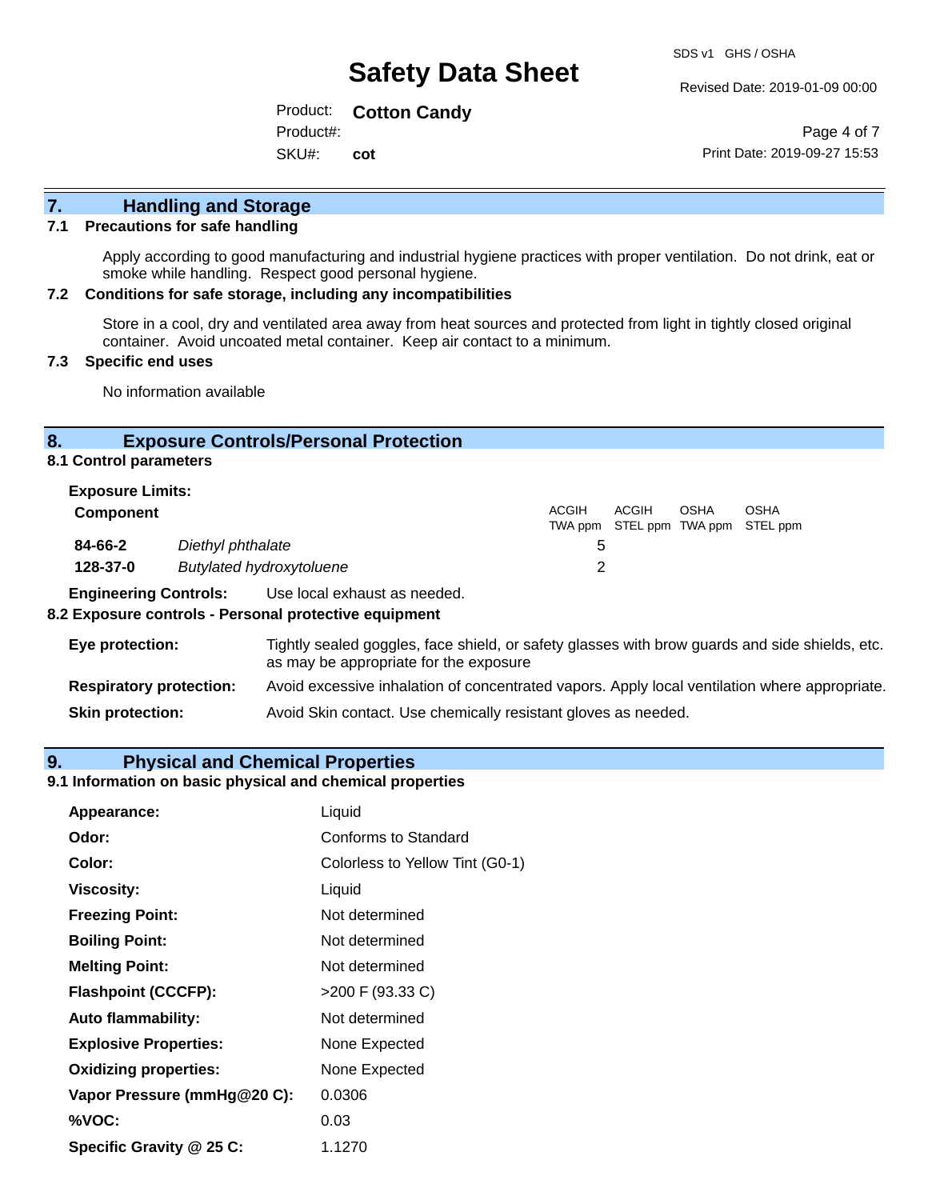## 7. Handling and Storage

### 7.1 Precautions for safe handling

Apply according to good manufacturing and industrial hygiene practices with proper ventilation. Do not drink, eat or smoke while handling. Respect good personal hygiene.

### 7.2 Conditions for safe storage, including any incompatibilities

Store in a cool, dry and ventilated area away from heat sources and protected from light in tightly closed original container. Avoid uncoated metal container. Keep air contact to a minimum.

### 7.3 Specific end uses

No information available

## 8. Exposure Controls/Personal Protection

### 8.1 Control parameters

**Exposure Limits:**

| Component | | ACGIH TWA ppm | ACGIH STEL ppm | OSHA TWA ppm | OSHA STEL ppm |
|---|---|---|---|---|---|
| **84-66-2** | *Diethyl phthalate* | 5 | | | |
| **128-37-0** | *Butylated hydroxytoluene* | 2 | | | |

**Engineering Controls:** Use local exhaust as needed.

### 8.2 Exposure controls - Personal protective equipment

**Eye protection:** Tightly sealed goggles, face shield, or safety glasses with brow guards and side shields, etc. as may be appropriate for the exposure

**Respiratory protection:** Avoid excessive inhalation of concentrated vapors. Apply local ventilation where appropriate.

**Skin protection:** Avoid Skin contact. Use chemically resistant gloves as needed.

## 9. Physical and Chemical Properties

### 9.1 Information on basic physical and chemical properties

| | |
|---|---|
| **Appearance:** | Liquid |
| **Odor:** | Conforms to Standard |
| **Color:** | Colorless to Yellow Tint (G0-1) |
| **Viscosity:** | Liquid |
| **Freezing Point:** | Not determined |
| **Boiling Point:** | Not determined |
| **Melting Point:** | Not determined |
| **Flashpoint (CCCFP):** | >200 F (93.33 C) |
| **Auto flammability:** | Not determined |
| **Explosive Properties:** | None Expected |
| **Oxidizing properties:** | None Expected |
| **Vapor Pressure (mmHg@20 C):** | 0.0306 |
| **%VOC:** | 0.03 |
| **Specific Gravity @ 25 C:** | 1.1270 |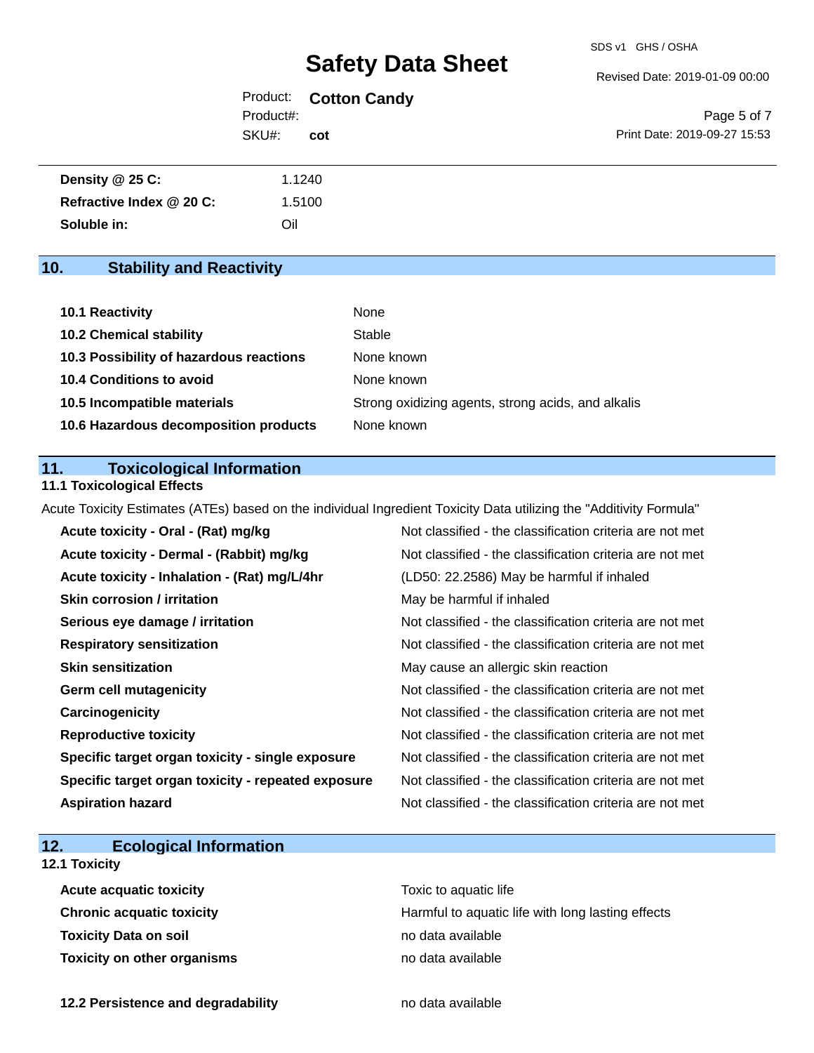| | |
|---|---|
| **Density @ 25 C:** | 1.1240 |
| **Refractive Index @ 20 C:** | 1.5100 |
| **Soluble in:** | Oil |

## 10. Stability and Reactivity

| | |
|---|---|
| **10.1 Reactivity** | None |
| **10.2 Chemical stability** | Stable |
| **10.3 Possibility of hazardous reactions** | None known |
| **10.4 Conditions to avoid** | None known |
| **10.5 Incompatible materials** | Strong oxidizing agents, strong acids, and alkalis |
| **10.6 Hazardous decomposition products** | None known |

## 11. Toxicological Information

### 11.1 Toxicological Effects

Acute Toxicity Estimates (ATEs) based on the individual Ingredient Toxicity Data utilizing the "Additivity Formula"

| | |
|---|---|
| **Acute toxicity - Oral - (Rat) mg/kg** | Not classified - the classification criteria are not met |
| **Acute toxicity - Dermal - (Rabbit) mg/kg** | Not classified - the classification criteria are not met |
| **Acute toxicity - Inhalation - (Rat) mg/L/4hr** | (LD50: 22.2586) May be harmful if inhaled |
| **Skin corrosion / irritation** | May be harmful if inhaled |
| **Serious eye damage / irritation** | Not classified - the classification criteria are not met |
| **Respiratory sensitization** | Not classified - the classification criteria are not met |
| **Skin sensitization** | May cause an allergic skin reaction |
| **Germ cell mutagenicity** | Not classified - the classification criteria are not met |
| **Carcinogenicity** | Not classified - the classification criteria are not met |
| **Reproductive toxicity** | Not classified - the classification criteria are not met |
| **Specific target organ toxicity - single exposure** | Not classified - the classification criteria are not met |
| **Specific target organ toxicity - repeated exposure** | Not classified - the classification criteria are not met |
| **Aspiration hazard** | Not classified - the classification criteria are not met |

## 12. Ecological Information

### 12.1 Toxicity

| | |
|---|---|
| **Acute acquatic toxicity** | Toxic to aquatic life |
| **Chronic acquatic toxicity** | Harmful to aquatic life with long lasting effects |
| **Toxicity Data on soil** | no data available |
| **Toxicity on other organisms** | no data available |

| | |
|---|---|
| **12.2 Persistence and degradability** | no data available |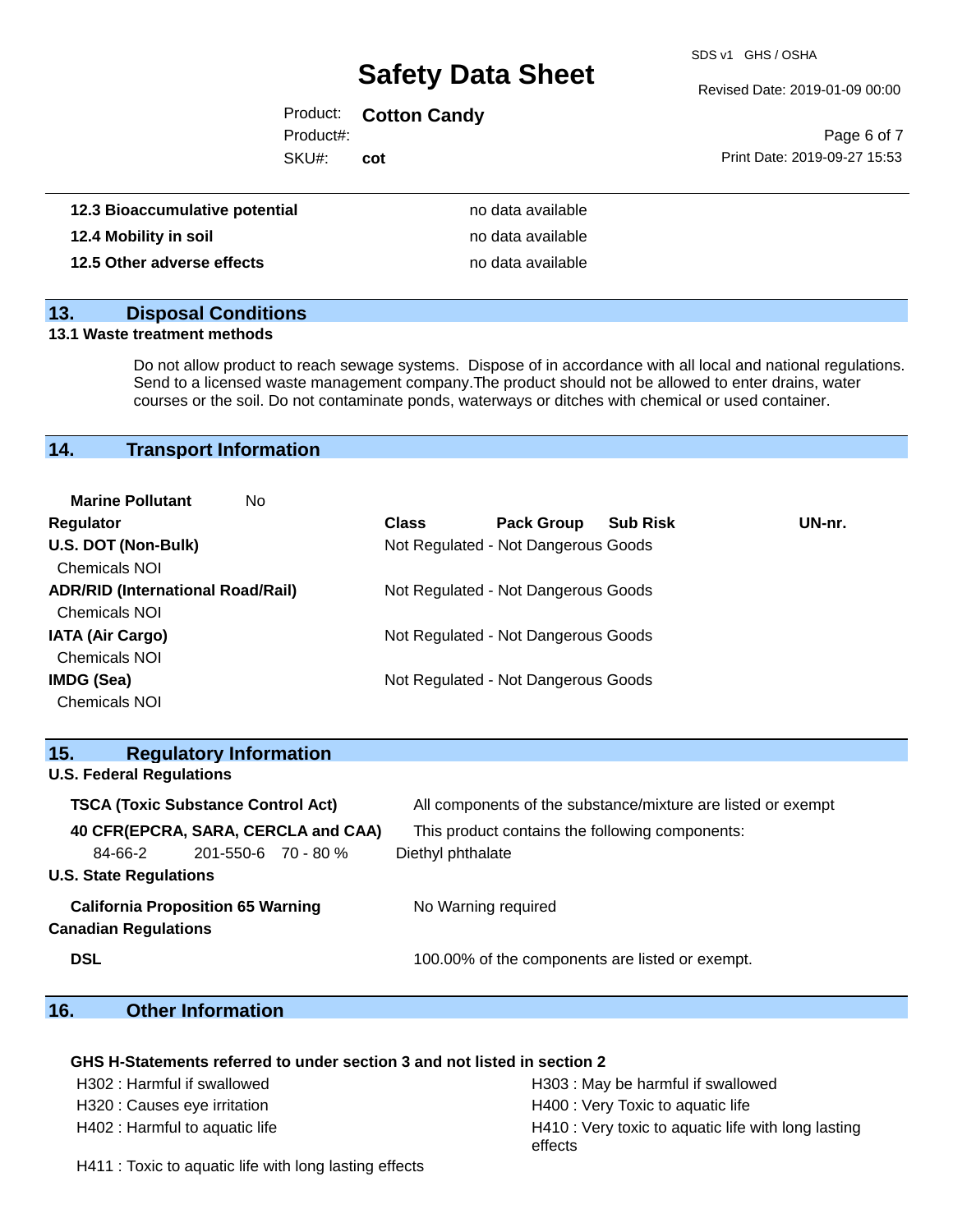| | |
|---|---|
| **12.3 Bioaccumulative potential** | no data available |
| **12.4 Mobility in soil** | no data available |
| **12.5 Other adverse effects** | no data available |

## 13. Disposal Conditions

**13.1 Waste treatment methods**

Do not allow product to reach sewage systems. Dispose of in accordance with all local and national regulations. Send to a licensed waste management company.The product should not be allowed to enter drains, water courses or the soil. Do not contaminate ponds, waterways or ditches with chemical or used container.

## 14. Transport Information

**Marine Pollutant** No

| Regulator | Class | Pack Group | Sub Risk | UN-nr. |
|---|---|---|---|---|
| **U.S. DOT (Non-Bulk)** | Not Regulated - Not Dangerous Goods | | | |
| Chemicals NOI | | | | |
| **ADR/RID (International Road/Rail)** | Not Regulated - Not Dangerous Goods | | | |
| Chemicals NOI | | | | |
| **IATA (Air Cargo)** | Not Regulated - Not Dangerous Goods | | | |
| Chemicals NOI | | | | |
| **IMDG (Sea)** | Not Regulated - Not Dangerous Goods | | | |
| Chemicals NOI | | | | |

## 15. Regulatory Information

**U.S. Federal Regulations**

**TSCA (Toxic Substance Control Act)** All components of the substance/mixture are listed or exempt

**40 CFR(EPCRA, SARA, CERCLA and CAA)** This product contains the following components:

| | | | |
|---|---|---|---|
| 84-66-2 | 201-550-6 | 70 - 80 % | Diethyl phthalate |

**U.S. State Regulations**

**California Proposition 65 Warning** No Warning required

**Canadian Regulations**

**DSL** 100.00% of the components are listed or exempt.

## 16. Other Information

**GHS H-Statements referred to under section 3 and not listed in section 2**

H302 : Harmful if swallowed

H303 : May be harmful if swallowed

H320 : Causes eye irritation

H400 : Very Toxic to aquatic life

H402 : Harmful to aquatic life

H410 : Very toxic to aquatic life with long lasting effects

H411 : Toxic to aquatic life with long lasting effects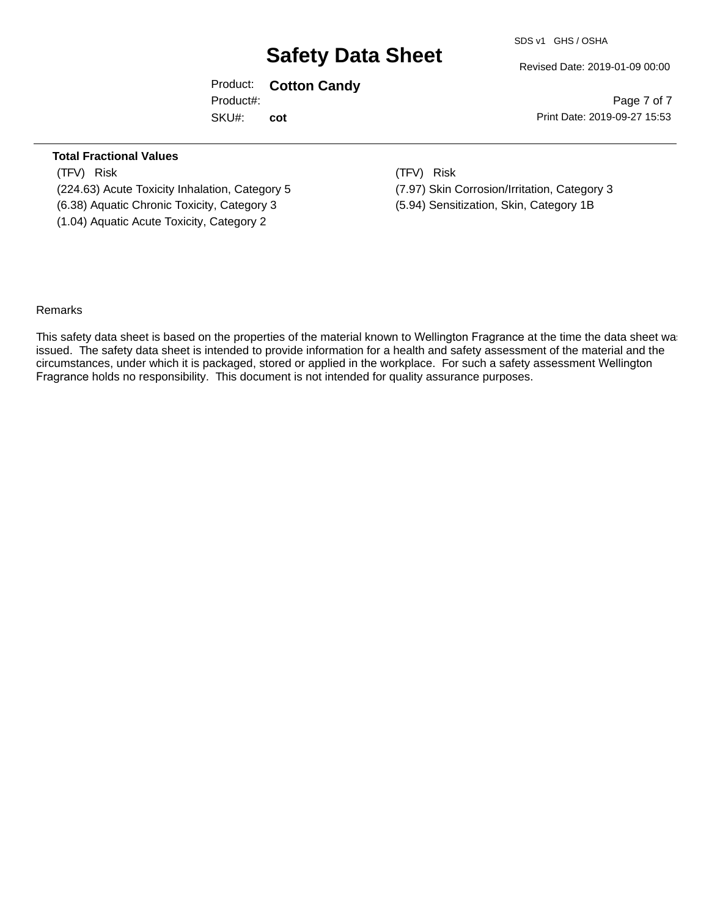### Total Fractional Values

| (TFV) | Risk | (TFV) | Risk |
|---|---|---|---|
| (224.63) | Acute Toxicity Inhalation, Category 5 | (7.97) | Skin Corrosion/Irritation, Category 3 |
| (6.38) | Aquatic Chronic Toxicity, Category 3 | (5.94) | Sensitization, Skin, Category 1B |
| (1.04) | Aquatic Acute Toxicity, Category 2 | | |

Remarks

This safety data sheet is based on the properties of the material known to Wellington Fragrance at the time the data sheet was issued. The safety data sheet is intended to provide information for a health and safety assessment of the material and the circumstances, under which it is packaged, stored or applied in the workplace. For such a safety assessment Wellington Fragrance holds no responsibility. This document is not intended for quality assurance purposes.